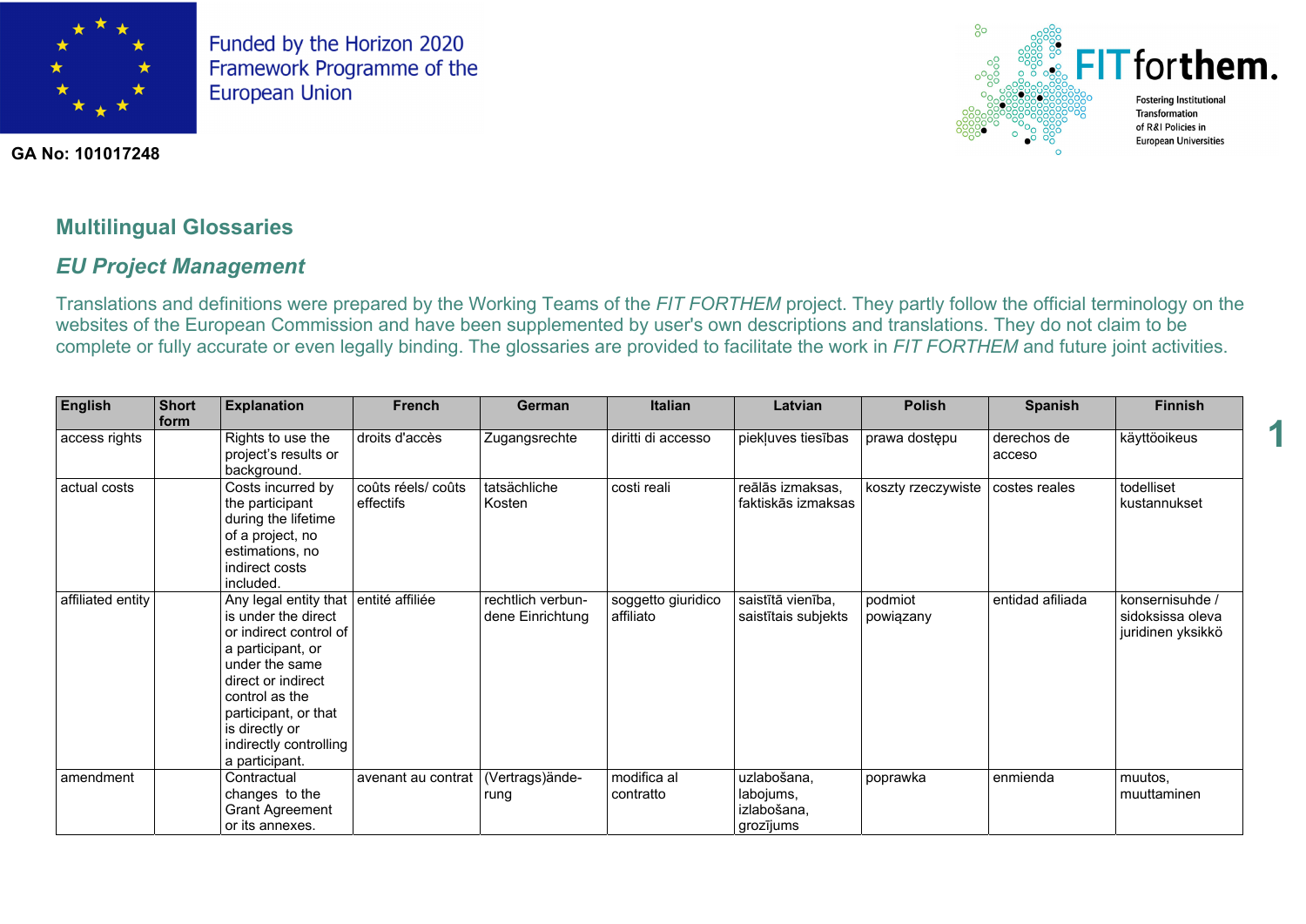Funded by the Horizon 2020 Framework Programme of the European Union

**GA No: 101017248**

**FIT forthem.** Fostering Institutional Transformation of R&I Policies in European Universities

## Multilingual Glossaries

### *EU Project Management*

Translations and definitions were prepared by the Working Teams of the *FIT FORTHEM* project. They partly follow the official terminology on the websites of the European Commission and have been supplemented by user's own descriptions and translations. They do not claim to be complete or fully accurate or even legally binding. The glossaries are provided to facilitate the work in *FIT FORTHEM* and future joint activities.

| English | Short form | Explanation | French | German | Italian | Latvian | Polish | Spanish | Finnish |
|---|---|---|---|---|---|---|---|---|---|
| access rights | | Rights to use the project's results or background. | droits d'accès | Zugangsrechte | diritti di accesso | piekļuves tiesības | prawa dostępu | derechos de acceso | käyttöoikeus |
| actual costs | | Costs incurred by the participant during the lifetime of a project, no estimations, no indirect costs included. | coûts réels/ coûts effectifs | tatsächliche Kosten | costi reali | reālās izmaksas, faktiskās izmaksas | koszty rzeczywiste | costes reales | todelliset kustannukset |
| affiliated entity | | Any legal entity that is under the direct or indirect control of a participant, or under the same direct or indirect control as the participant, or that is directly or indirectly controlling a participant. | entité affiliée | rechtlich verbundene Einrichtung | soggetto giuridico affiliato | saistītā vienība, saistītais subjekts | podmiot powiązany | entidad afiliada | konsernisuhde / sidoksissa oleva juridinen yksikkö |
| amendment | | Contractual changes to the Grant Agreement or its annexes. | avenant au contrat | (Vertrags)änderung | modifica al contratto | uzlabošana, labojums, izlabošana, grozījums | poprawka | enmienda | muutos, muuttaminen |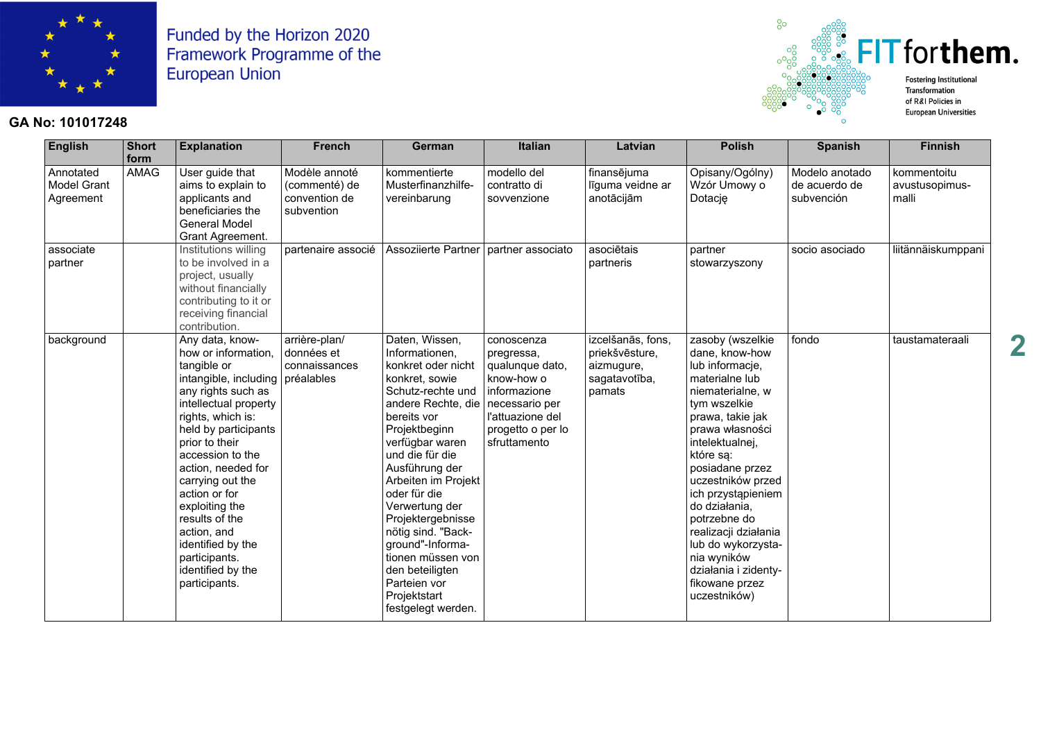Funded by the Horizon 2020 Framework Programme of the European Union

**GA No: 101017248**

FIT forthem. Fostering Institutional Transformation of R&I Policies in European Universities

| English | Short form | Explanation | French | German | Italian | Latvian | Polish | Spanish | Finnish |
|---|---|---|---|---|---|---|---|---|---|
| Annotated Model Grant Agreement | AMAG | User guide that aims to explain to applicants and beneficiaries the General Model Grant Agreement. | Modèle annoté (commenté) de convention de subvention | kommentierte Musterfinanzhilfe-vereinbarung | modello del contratto di sovvenzione | finansējuma līguma veidne ar anotācijām | Opisany/Ogólny) Wzór Umowy o Dotację | Modelo anotado de acuerdo de subvención | kommentoitu avustusopimus-malli |
| associate partner | | Institutions willing to be involved in a project, usually without financially contributing to it or receiving financial contribution. | partenaire associé | Assoziierte Partner | partner associato | asociētais partneris | partner stowarzyszony | socio asociado | liitännäiskumppani |
| background | | Any data, know-how or information, tangible or intangible, including any rights such as intellectual property rights, which is: held by participants prior to their accession to the action, needed for carrying out the action or for exploiting the results of the action, and identified by the participants. identified by the participants. | arrière-plan/ données et connaissances préalables | Daten, Wissen, Informationen, konkret oder nicht konkret, sowie Schutz-rechte und andere Rechte, die bereits vor Projektbeginn verfügbar waren und die für die Ausführung der Arbeiten im Projekt oder für die Verwertung der Projektergebnisse nötig sind. "Back-ground"-Informa-tionen müssen von den beteiligten Parteien vor Projektstart festgelegt werden. | conoscenza pregressa, qualunque dato, know-how o informazione necessario per l'attuazione del progetto o per lo sfruttamento | izcelšanās, fons, priekšvēsture, aizmugure, sagatavotība, pamats | zasoby (wszelkie dane, know-how lub informacje, materialne lub niematerialne, w tym wszelkie prawa, takie jak prawa własności intelektualnej, które są: posiadane przez uczestników przed ich przystąpieniem do działania, potrzebne do realizacji działania lub do wykorzysta-nia wyników działania i zidenty-fikowane przez uczestników) | fondo | taustamateraali |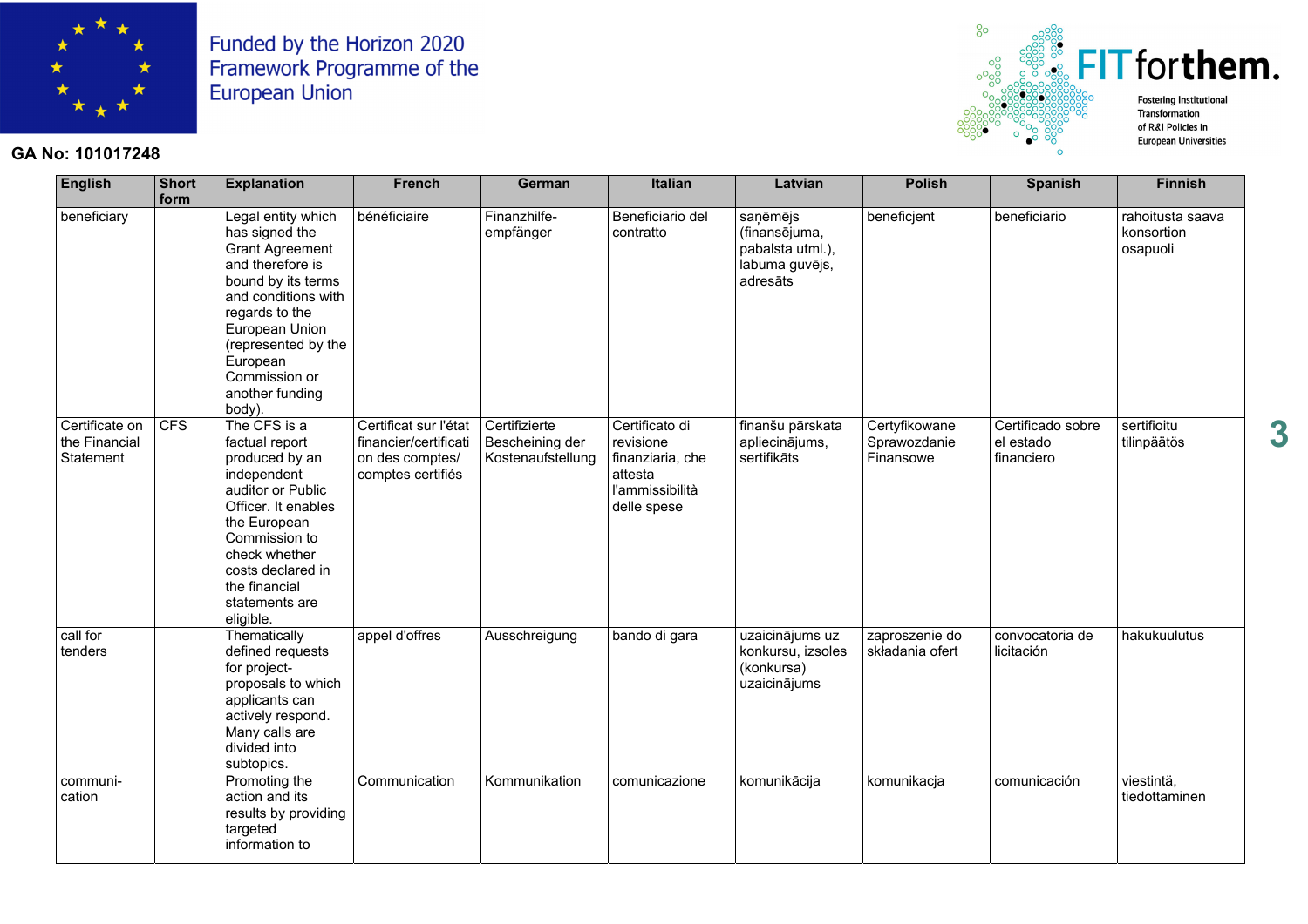Funded by the Horizon 2020 Framework Programme of the European Union

FIT forthem. Fostering Institutional Transformation of R&I Policies in European Universities

**GA No: 101017248**

| English | Short form | Explanation | French | German | Italian | Latvian | Polish | Spanish | Finnish |
|---|---|---|---|---|---|---|---|---|---|
| beneficiary | | Legal entity which has signed the Grant Agreement and therefore is bound by its terms and conditions with regards to the European Union (represented by the European Commission or another funding body). | bénéficiaire | Finanzhilfe-empfänger | Beneficiario del contratto | saņēmējs (finansējuma, pabalsta utml.), labuma guvējs, adresāts | beneficjent | beneficiario | rahoitusta saava konsortion osapuoli |
| Certificate on the Financial Statement | CFS | The CFS is a factual report produced by an independent auditor or Public Officer. It enables the European Commission to check whether costs declared in the financial statements are eligible. | Certificat sur l'état financier/certificati on des comptes/ comptes certifiés | Certifizierte Bescheining der Kostenaufstellung | Certificato di revisione finanziaria, che attesta l'ammissibilità delle spese | finanšu pārskata apliecinājums, sertifikāts | Certyfikowane Sprawozdanie Finansowe | Certificado sobre el estado financiero | sertifioitu tilinpäätös |
| call for tenders | | Thematically defined requests for project-proposals to which applicants can actively respond. Many calls are divided into subtopics. | appel d'offres | Ausschreigung | bando di gara | uzaicinājums uz konkursu, izsoles (konkursa) uzaicinājums | zaproszenie do składania ofert | convocatoria de licitación | hakukuulutus |
| communi-cation | | Promoting the action and its results by providing targeted information to | Communication | Kommunikation | comunicazione | komunikācija | komunikacja | comunicación | viestintä, tiedottaminen |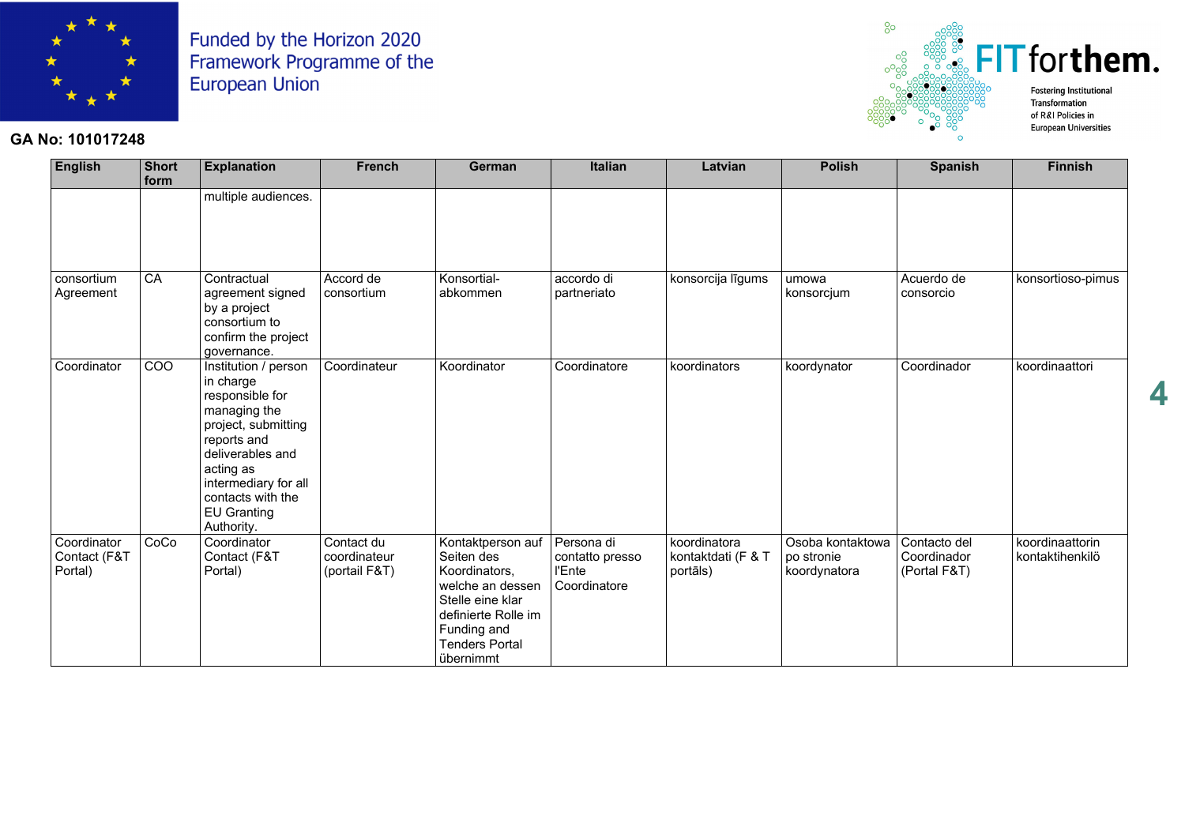GA No: 101017248

| English | Short form | Explanation | French | German | Italian | Latvian | Polish | Spanish | Finnish |
|---|---|---|---|---|---|---|---|---|---|
| | | multiple audiences. | | | | | | | |
| consortium Agreement | CA | Contractual agreement signed by a project consortium to confirm the project governance. | Accord de consortium | Konsortial-abkommen | accordo di partneriato | konsorcija līgums | umowa konsorcjum | Acuerdo de consorcio | konsortioso-pimus |
| Coordinator | COO | Institution / person in charge responsible for managing the project, submitting reports and deliverables and acting as intermediary for all contacts with the EU Granting Authority. | Coordinateur | Koordinator | Coordinatore | koordinators | koordynator | Coordinador | koordinaattori |
| Coordinator Contact (F&T Portal) | CoCo | Coordinator Contact (F&T Portal) | Contact du coordinateur (portail F&T) | Kontaktperson auf Seiten des Koordinators, welche an dessen Stelle eine klar definierte Rolle im Funding and Tenders Portal übernimmt | Persona di contatto presso l'Ente Coordinatore | koordinatora kontaktdati (F & T portāls) | Osoba kontaktowa po stronie koordynatora | Contacto del Coordinador (Portal F&T) | koordinaattorin kontaktihenkilö |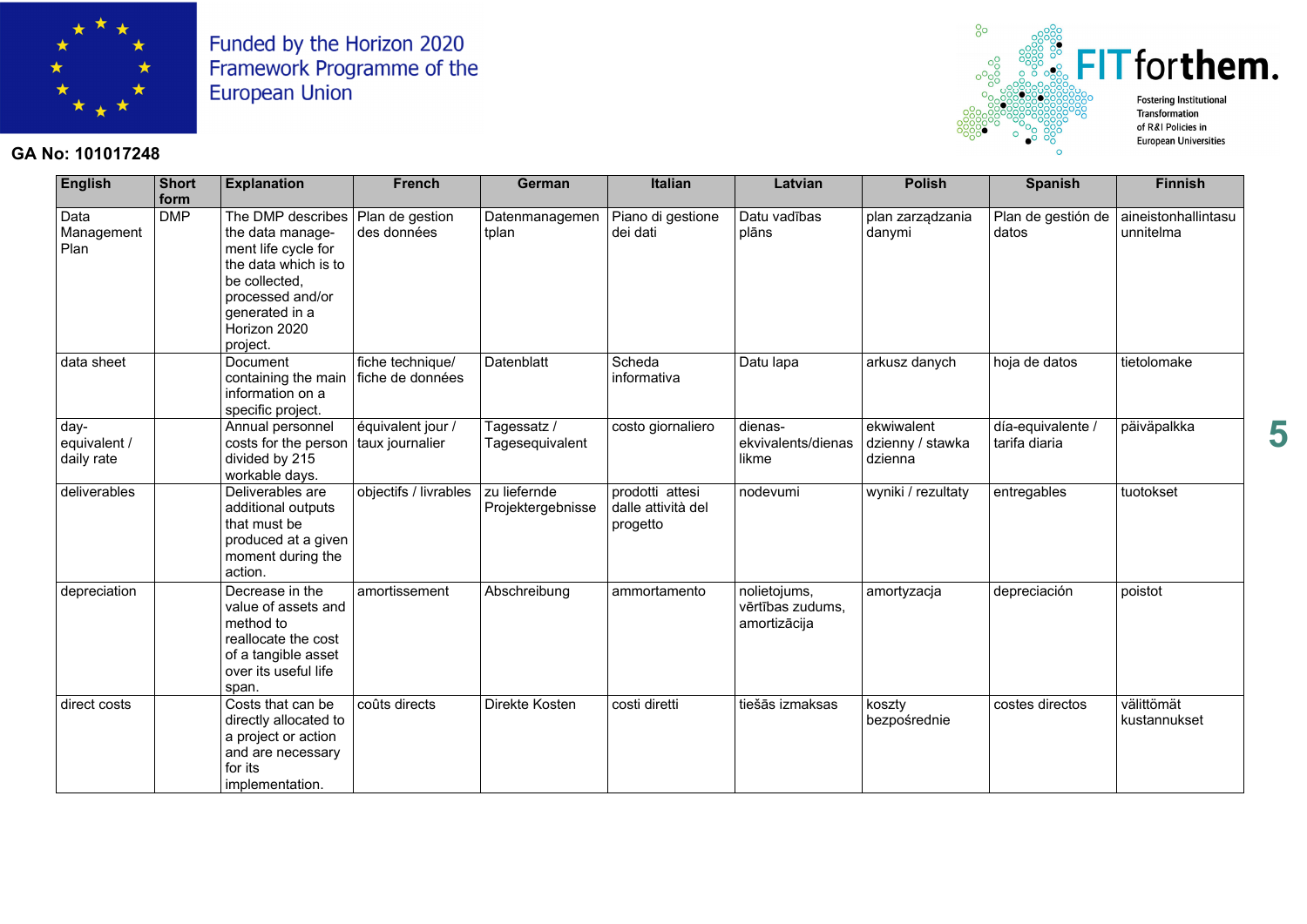Funded by the Horizon 2020 Framework Programme of the European Union

**GA No: 101017248**

FIT forthem. Fostering Institutional Transformation of R&I Policies in European Universities

| English | Short form | Explanation | French | German | Italian | Latvian | Polish | Spanish | Finnish |
|---|---|---|---|---|---|---|---|---|---|
| Data Management Plan | DMP | The DMP describes the data management life cycle for the data which is to be collected, processed and/or generated in a Horizon 2020 project. | Plan de gestion des données | Datenmanagementplan | Piano di gestione dei dati | Datu vadības plāns | plan zarządzania danymi | Plan de gestión de datos | aineistonhallintasuunnitelma |
| data sheet | | Document containing the main information on a specific project. | fiche technique/ fiche de données | Datenblatt | Scheda informativa | Datu lapa | arkusz danych | hoja de datos | tietolomake |
| day-equivalent / daily rate | | Annual personnel costs for the person divided by 215 workable days. | équivalent jour / taux journalier | Tagessatz / Tagesequivalent | costo giornaliero | dienas-ekvivalents/dienas likme | ekwiwalent dzienny / stawka dzienna | día-equivalente / tarifa diaria | päiväpalkka |
| deliverables | | Deliverables are additional outputs that must be produced at a given moment during the action. | objectifs / livrables | zu liefernde Projektergebnisse | prodotti attesi dalle attività del progetto | nodevumi | wyniki / rezultaty | entregables | tuotokset |
| depreciation | | Decrease in the value of assets and method to reallocate the cost of a tangible asset over its useful life span. | amortissement | Abschreibung | ammortamento | nolietojums, vērtības zudums, amortizācija | amortyzacja | depreciación | poistot |
| direct costs | | Costs that can be directly allocated to a project or action and are necessary for its implementation. | coûts directs | Direkte Kosten | costi diretti | tiešās izmaksas | koszty bezpośrednie | costes directos | välittömät kustannukset |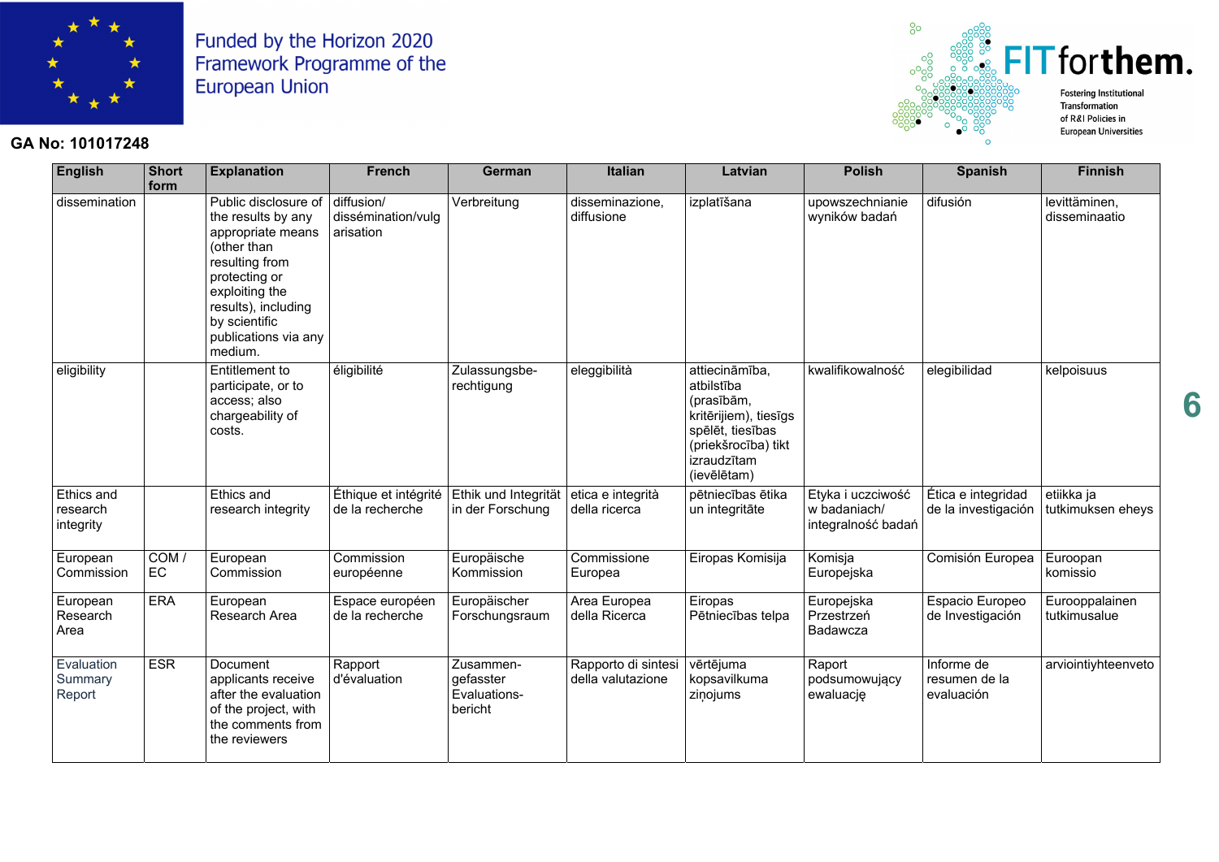Funded by the Horizon 2020 Framework Programme of the European Union

**GA No: 101017248**

FIT forthem. Fostering Institutional Transformation of R&I Policies in European Universities

| English | Short form | Explanation | French | German | Italian | Latvian | Polish | Spanish | Finnish |
|---|---|---|---|---|---|---|---|---|---|
| dissemination | | Public disclosure of the results by any appropriate means (other than resulting from protecting or exploiting the results), including by scientific publications via any medium. | diffusion/ dissémination/vulgarisation | Verbreitung | disseminazione, diffusione | izplatīšana | upowszechnianie wyników badań | difusión | levittäminen, disseminaatio |
| eligibility | | Entitlement to participate, or to access; also chargeability of costs. | éligibilité | Zulassungsbe-rechtigung | eleggibilità | attiecināmība, atbilstība (prasībām, kritērijiem), tiesīgs spēlēt, tiesības (priekšrocība) tikt izraudzītam (ievēlētam) | kwalifikowalność | elegibilidad | kelpoisuus |
| Ethics and research integrity | | Ethics and research integrity | Éthique et intégrité de la recherche | Ethik und Integrität in der Forschung | etica e integrità della ricerca | pētniecības ētika un integritāte | Etyka i uczciwość w badaniach/ integralność badań | Ética e integridad de la investigación | etiikka ja tutkimuksen eheys |
| European Commission | COM / EC | European Commission | Commission européenne | Europäische Kommission | Commissione Europea | Eiropas Komisija | Komisja Europejska | Comisión Europea | Euroopan komissio |
| European Research Area | ERA | European Research Area | Espace européen de la recherche | Europäischer Forschungsraum | Area Europea della Ricerca | Eiropas Pētniecības telpa | Europejska Przestrzeń Badawcza | Espacio Europeo de Investigación | Eurooppalainen tutkimusalue |
| Evaluation Summary Report | ESR | Document applicants receive after the evaluation of the project, with the comments from the reviewers | Rapport d'évaluation | Zusammen-gefasster Evaluations-bericht | Rapporto di sintesi della valutazione | vērtējuma kopsavilkuma ziņojums | Raport podsumowujący ewaluację | Informe de resumen de la evaluación | arviointiyhteenveto |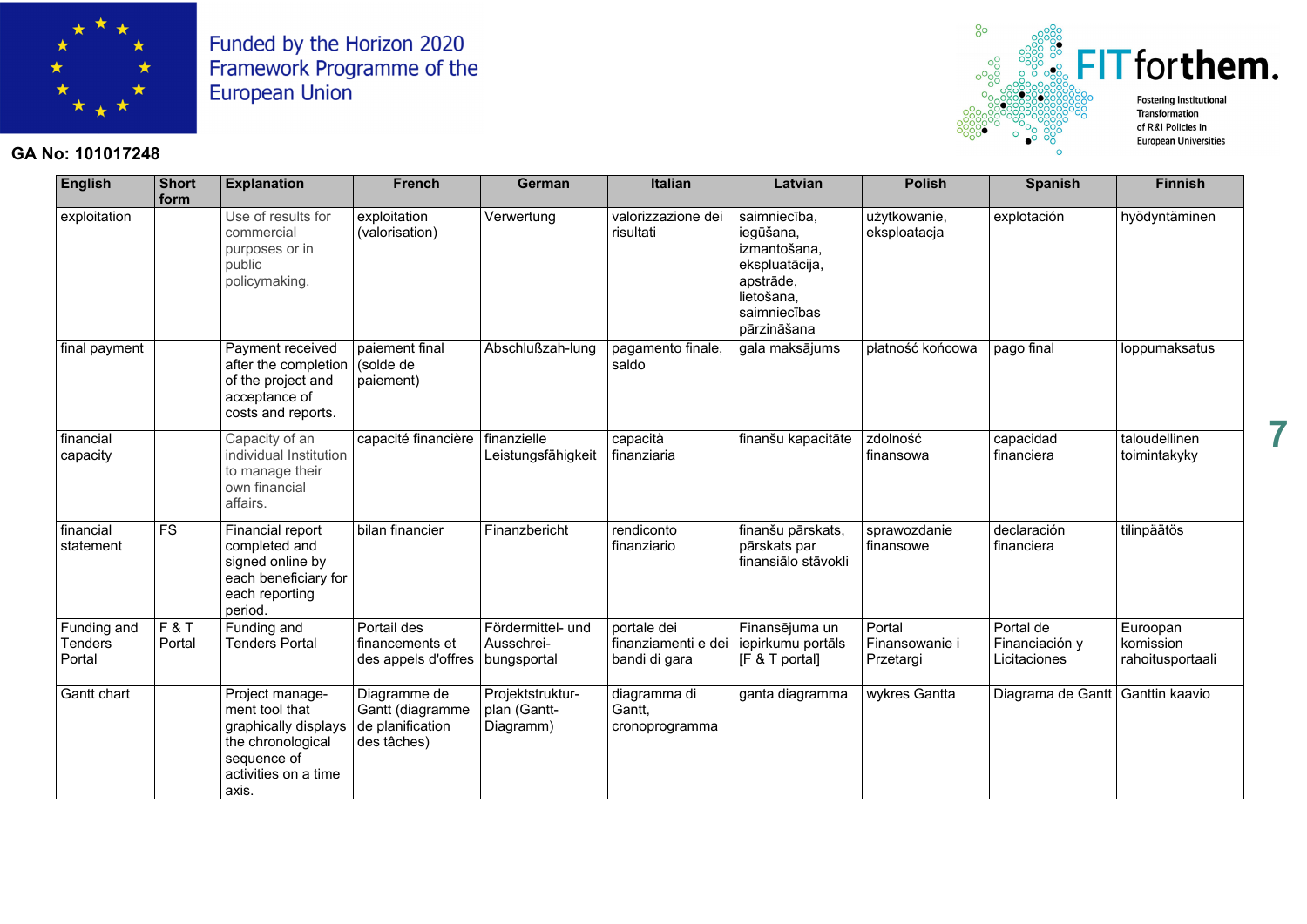| English | Short form | Explanation | French | German | Italian | Latvian | Polish | Spanish | Finnish |
|---|---|---|---|---|---|---|---|---|---|
| exploitation | | Use of results for commercial purposes or in public policymaking. | exploitation (valorisation) | Verwertung | valorizzazione dei risultati | saimniecība, iegūšana, izmantošana, ekspluatācija, apstrāde, lietošana, saimniecības pārzināšana | użytkowanie, eksploatacja | explotación | hyödyntäminen |
| final payment | | Payment received after the completion of the project and acceptance of costs and reports. | paiement final (solde de paiement) | Abschlußzah-lung | pagamento finale, saldo | gala maksājums | płatność końcowa | pago final | loppumaksatus |
| financial capacity | | Capacity of an individual Institution to manage their own financial affairs. | capacité financière | finanzielle Leistungsfähigkeit | capacità finanziaria | finanšu kapacitāte | zdolność finansowa | capacidad financiera | taloudellinen toimintakyky |
| financial statement | FS | Financial report completed and signed online by each beneficiary for each reporting period. | bilan financier | Finanzbericht | rendiconto finanziario | finanšu pārskats, pārskats par finansiālo stāvokli | sprawozdanie finansowe | declaración financiera | tilinpäätös |
| Funding and Tenders Portal | F & T Portal | Funding and Tenders Portal | Portail des financements et des appels d'offres | Fördermittel- und Ausschrei-bungsportal | portale dei finanziamenti e dei bandi di gara | Finansējuma un iepirkumu portāls [F & T portal] | Portal Finansowanie i Przetargi | Portal de Financiación y Licitaciones | Euroopan komission rahoitusportaali |
| Gantt chart | | Project manage-ment tool that graphically displays the chronological sequence of activities on a time axis. | Diagramme de Gantt (diagramme de planification des tâches) | Projektstruktur-plan (Gantt-Diagramm) | diagramma di Gantt, cronoprogramma | ganta diagramma | wykres Gantta | Diagrama de Gantt | Ganttin kaavio |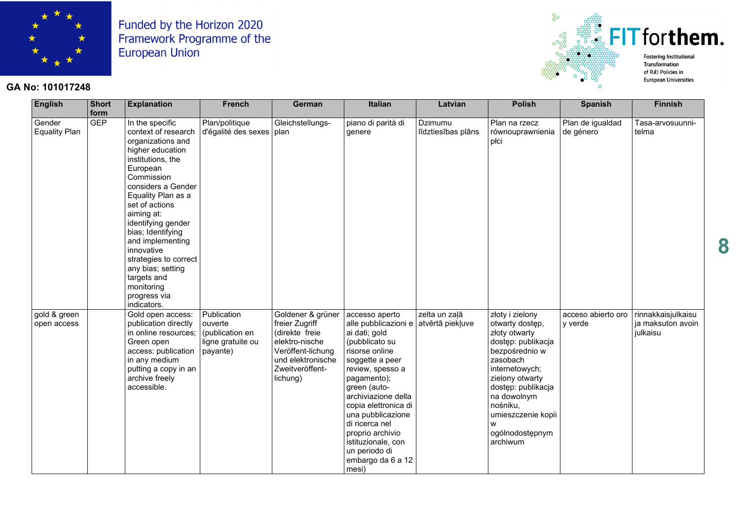| English | Short form | Explanation | French | German | Italian | Latvian | Polish | Spanish | Finnish |
|---|---|---|---|---|---|---|---|---|---|
| Gender Equality Plan | GEP | In the specific context of research organizations and higher education institutions, the European Commission considers a Gender Equality Plan as a set of actions aiming at: identifying gender bias; Identifying and implementing innovative strategies to correct any bias; setting targets and monitoring progress via indicators. | Plan/politique d'égalité des sexes | Gleichstellungs-plan | piano di parità di genere | Dzimumu līdztiesības plāns | Plan na rzecz równouprawnienia płci | Plan de igualdad de género | Tasa-arvosuunni-telma |
| gold & green open access | | Gold open access: publication directly in online resources; Green open access: publication in any medium putting a copy in an archive freely accessible. | Publication ouverte (publication en ligne gratuite ou payante) | Goldener & grüner freier Zugriff (direkte freie elektro-nische Veröffent-lichung und elektronische Zweitveröffent-lichung) | accesso aperto alle pubblicazioni e ai dati; gold (pubblicato su risorse online soggette a peer review, spesso a pagamento); green (auto-archiviazione della copia elettronica di una pubblicazione di ricerca nel proprio archivio istituzionale, con un periodo di embargo da 6 a 12 mesi) | zelta un zaļā atvērtā piekļuve | złoty i zielony otwarty dostęp, złoty otwarty dostęp: publikacja bezpośrednio w zasobach internetowych; zielony otwarty dostęp: publikacja na dowolnym nośniku, umieszczenie kopii w ogólnodostępnym archiwum | acceso abierto oro y verde | rinnakkaisjulkaisu ja maksuton avoin julkaisu |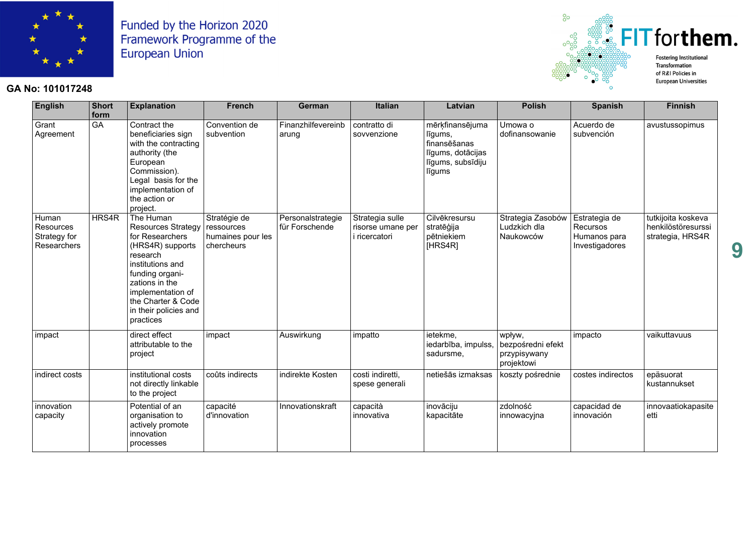| English | Short form | Explanation | French | German | Italian | Latvian | Polish | Spanish | Finnish |
|---|---|---|---|---|---|---|---|---|---|
| Grant Agreement | GA | Contract the beneficiaries sign with the contracting authority (the European Commission). Legal basis for the implementation of the action or project. | Convention de subvention | Finanzhilfevereinbarung | contratto di sovvenzione | mērķfinansējuma līgums, finansēšanas līgums, dotācijas līgums, subsīdiju līgums | Umowa o dofinansowanie | Acuerdo de subvención | avustussopimus |
| Human Resources Strategy for Researchers | HRS4R | The Human Resources Strategy for Researchers (HRS4R) supports research institutions and funding organi-zations in the implementation of the Charter & Code in their policies and practices | Stratégie de ressources humaines pour les chercheurs | Personalstrategie für Forschende | Strategia sulle risorse umane per i ricercatori | Cilvēkresursu stratēģija pētniekiem [HRS4R] | Strategia Zasobów Ludzkich dla Naukowców | Estrategia de Recursos Humanos para Investigadores | tutkijoita koskeva henkilöstöresurssi strategia, HRS4R |
| impact | | direct effect attributable to the project | impact | Auswirkung | impatto | ietekme, iedarbība, impulss, sadursme, | wpływ, bezpośredni efekt przypisywany projektowi | impacto | vaikuttavuus |
| indirect costs | | institutional costs not directly linkable to the project | coûts indirects | indirekte Kosten | costi indiretti, spese generali | netiešās izmaksas | koszty pośrednie | costes indirectos | epäsuorat kustannukset |
| innovation capacity | | Potential of an organisation to actively promote innovation processes | capacité d'innovation | Innovationskraft | capacità innovativa | inovāciju kapacitāte | zdolność innowacyjna | capacidad de innovación | innovaatiokapasiteetti |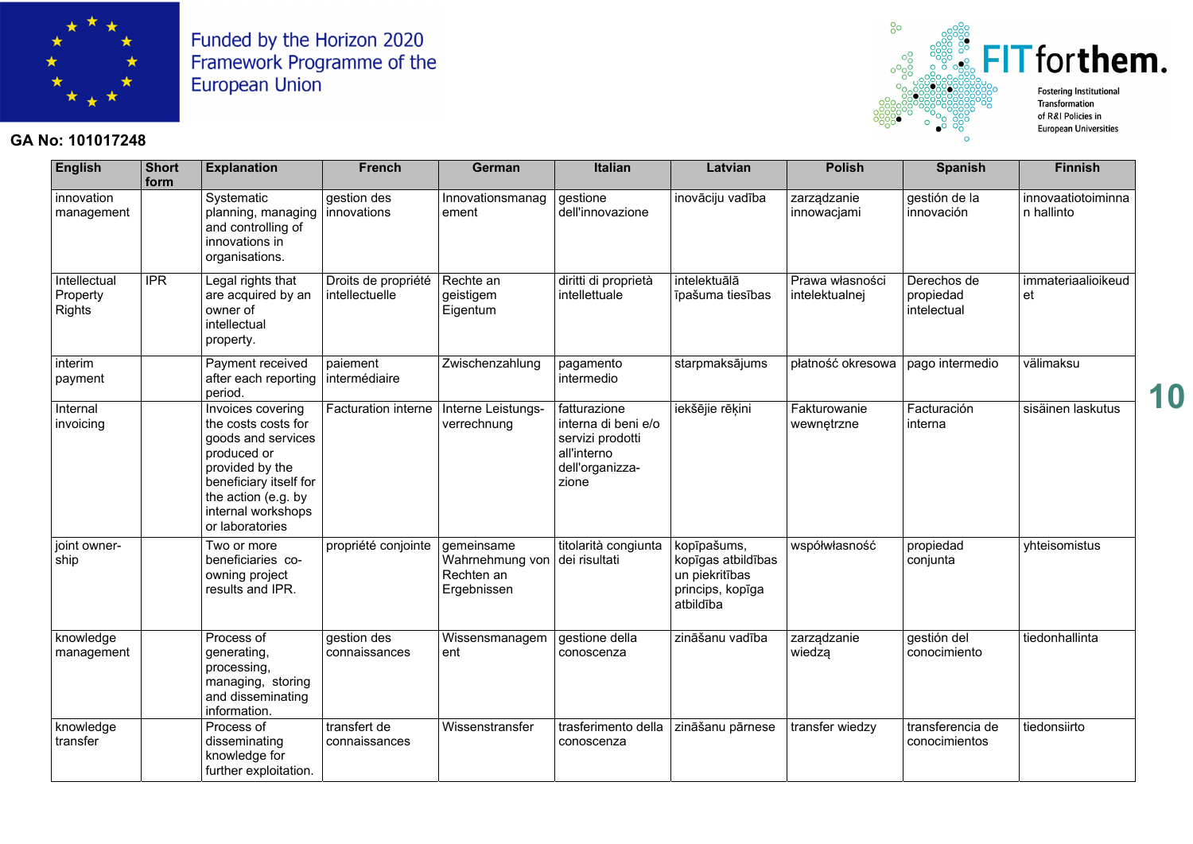Funded by the Horizon 2020 Framework Programme of the European Union

GA No: 101017248

FITforthem. Fostering Institutional Transformation of R&I Policies in European Universities

| English | Short form | Explanation | French | German | Italian | Latvian | Polish | Spanish | Finnish |
|---|---|---|---|---|---|---|---|---|---|
| innovation management | | Systematic planning, managing and controlling of innovations in organisations. | gestion des innovations | Innovationsmanagement | gestione dell'innovazione | inovāciju vadība | zarządzanie innowacjami | gestión de la innovación | innovaatiotoiminnan hallinto |
| Intellectual Property Rights | IPR | Legal rights that are acquired by an owner of intellectual property. | Droits de propriété intellectuelle | Rechte an geistigem Eigentum | diritti di proprietà intellettuale | intelektuālā īpašuma tiesības | Prawa własności intelektualnej | Derechos de propiedad intelectual | immateriaalioikeudet |
| interim payment | | Payment received after each reporting period. | paiement intermédiaire | Zwischenzahlung | pagamento intermedio | starpmaksājums | płatność okresowa | pago intermedio | välimaksu |
| Internal invoicing | | Invoices covering the costs costs for goods and services produced or provided by the beneficiary itself for the action (e.g. by internal workshops or laboratories | Facturation interne | Interne Leistungs-verrechnung | fatturazione interna di beni e/o servizi prodotti all'interno dell'organizza-zione | iekšējie rēķini | Fakturowanie wewnętrzne | Facturación interna | sisäinen laskutus |
| joint owner-ship | | Two or more beneficiaries co-owning project results and IPR. | propriété conjointe | gemeinsame Wahrnehmung von Rechten an Ergebnissen | titolarità congiunta dei risultati | kopīpašums, kopīgas atbildības un piekritības princips, kopīga atbildība | współwłasność | propiedad conjunta | yhteisomistus |
| knowledge management | | Process of generating, processing, managing, storing and disseminating information. | gestion des connaissances | Wissensmanagement | gestione della conoscenza | zināšanu vadība | zarządzanie wiedzą | gestión del conocimiento | tiedonhallinta |
| knowledge transfer | | Process of disseminating knowledge for further exploitation. | transfert de connaissances | Wissenstransfer | trasferimento della conoscenza | zināšanu pārnese | transfer wiedzy | transferencia de conocimientos | tiedonsiirto |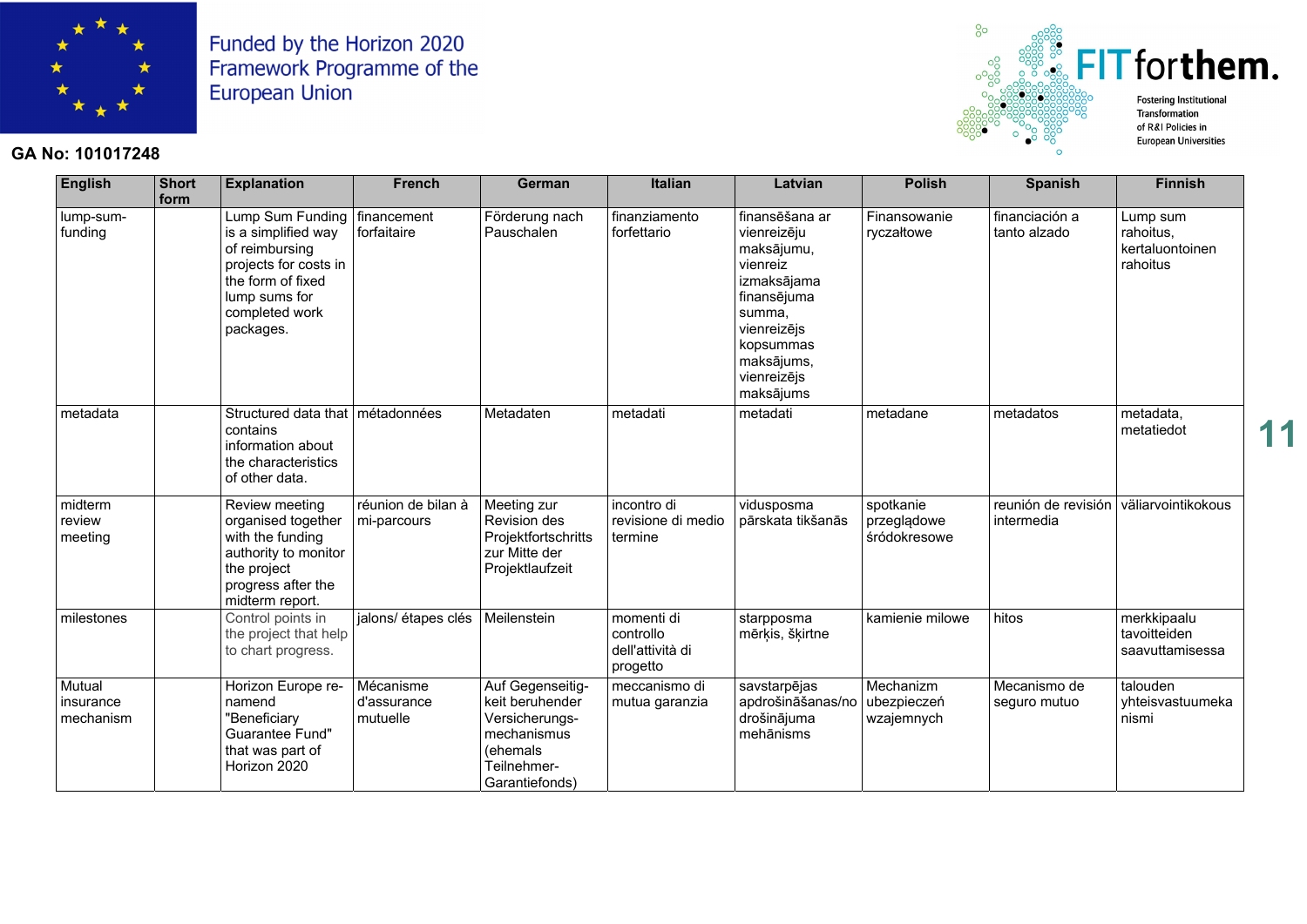Funded by the Horizon 2020 Framework Programme of the European Union

**GA No: 101017248**

| English | Short form | Explanation | French | German | Italian | Latvian | Polish | Spanish | Finnish |
|---|---|---|---|---|---|---|---|---|---|
| lump-sum-funding | | Lump Sum Funding is a simplified way of reimbursing projects for costs in the form of fixed lump sums for completed work packages. | financement forfaitaire | Förderung nach Pauschalen | finanziamento forfettario | finansēšana ar vienreizēju maksājumu, vienreiz izmaksājama finansējuma summa, vienreizējs kopsummas maksājums, vienreizējs maksājums | Finansowanie ryczałtowe | financiación a tanto alzado | Lump sum rahoitus, kertaluontoinen rahoitus |
| metadata | | Structured data that contains information about the characteristics of other data. | métadonnées | Metadaten | metadati | metadati | metadane | metadatos | metadata, metatiedot |
| midterm review meeting | | Review meeting organised together with the funding authority to monitor the project progress after the midterm report. | réunion de bilan à mi-parcours | Meeting zur Revision des Projektfortschritts zur Mitte der Projektlaufzeit | incontro di revisione di medio termine | vidusposma pārskata tikšanās | spotkanie przeglądowe śródokresowe | reunión de revisión intermedia | väliarvointikokous |
| milestones | | Control points in the project that help to chart progress. | jalons/ étapes clés | Meilenstein | momenti di controllo dell'attività di progetto | starpposma mērķis, šķirtne | kamienie milowe | hitos | merkkipaalu tavoitteiden saavuttamisessa |
| Mutual insurance mechanism | | Horizon Europe re-namend "Beneficiary Guarantee Fund" that was part of Horizon 2020 | Mécanisme d'assurance mutuelle | Auf Gegenseitig-keit beruhender Versicherungs-mechanismus (ehemals Teilnehmer-Garantiefonds) | meccanismo di mutua garanzia | savstarpējas apdrošināšanas/no drošinājuma mehānisms | Mechanizm ubezpieczeń wzajemnych | Mecanismo de seguro mutuo | talouden yhteisvastuumeka nismi |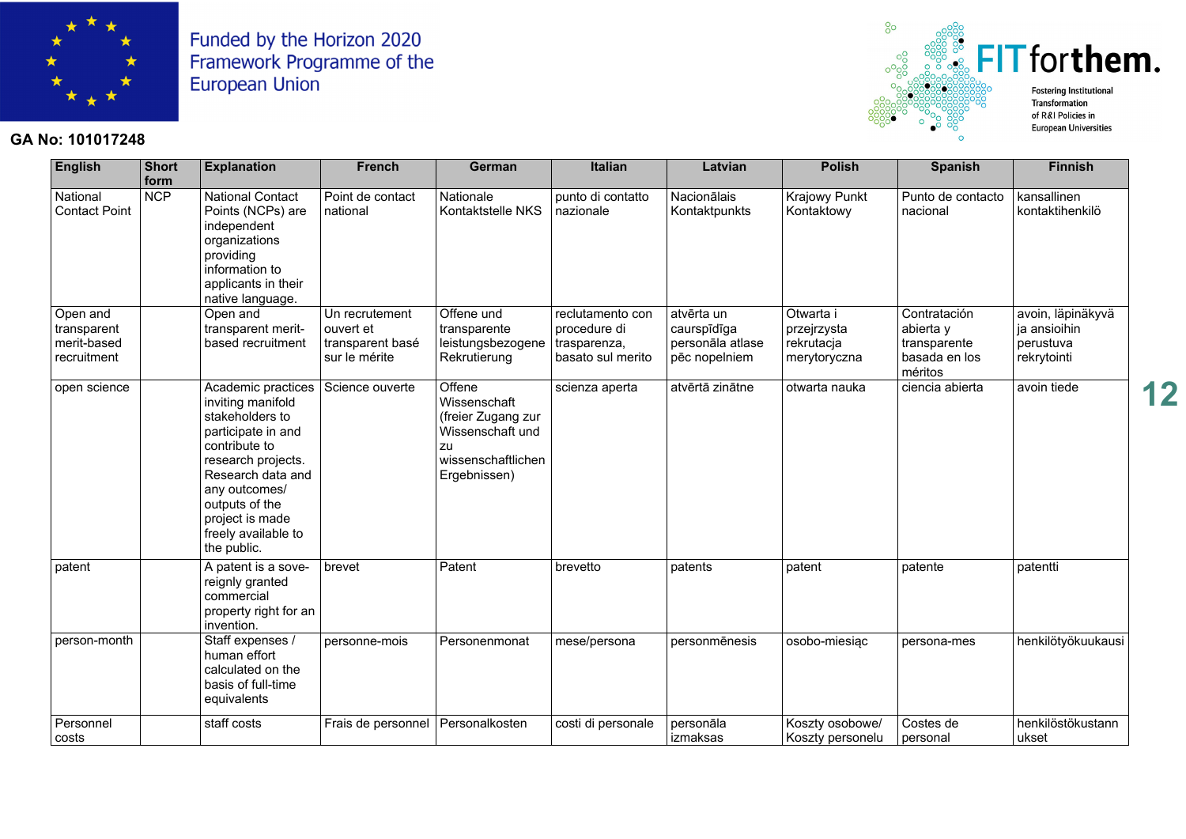Funded by the Horizon 2020 Framework Programme of the European Union

FIT for them. Fostering Institutional Transformation of R&I Policies in European Universities

**GA No: 101017248**

| English | Short form | Explanation | French | German | Italian | Latvian | Polish | Spanish | Finnish |
|---|---|---|---|---|---|---|---|---|---|
| National Contact Point | NCP | National Contact Points (NCPs) are independent organizations providing information to applicants in their native language. | Point de contact national | Nationale Kontaktstelle NKS | punto di contatto nazionale | Nacionālais Kontaktpunkts | Krajowy Punkt Kontaktowy | Punto de contacto nacional | kansallinen kontaktihenkilö |
| Open and transparent merit-based recruitment | | Open and transparent merit-based recruitment | Un recrutement ouvert et transparent basé sur le mérite | Offene und transparente leistungsbezogene Rekrutierung | reclutamento con procedure di trasparenza, basato sul merito | atvērta un caurspīdīga personāla atlase pēc nopelniem | Otwarta i przejrzysta rekrutacja merytoryczna | Contratación abierta y transparente basada en los méritos | avoin, läpinäkyvä ja ansioihin perustuva rekrytointi |
| open science | | Academic practices inviting manifold stakeholders to participate in and contribute to research projects. Research data and any outcomes/ outputs of the project is made freely available to the public. | Science ouverte | Offene Wissenschaft (freier Zugang zur Wissenschaft und zu wissenschaftlichen Ergebnissen) | scienza aperta | atvērtā zinātne | otwarta nauka | ciencia abierta | avoin tiede |
| patent | | A patent is a sove-reignly granted commercial property right for an invention. | brevet | Patent | brevetto | patents | patent | patente | patentti |
| person-month | | Staff expenses / human effort calculated on the basis of full-time equivalents | personne-mois | Personenmonat | mese/persona | personmēnesis | osobo-miesiąc | persona-mes | henkilötyökuukausi |
| Personnel costs | | staff costs | Frais de personnel | Personalkosten | costi di personale | personāla izmaksas | Koszty osobowe/ Koszty personelu | Costes de personal | henkilöstökustannukset |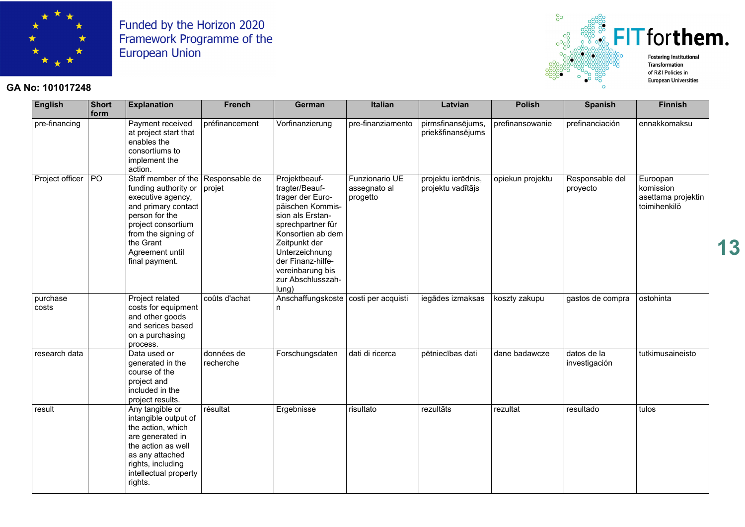Funded by the Horizon 2020 Framework Programme of the European Union

GA No: 101017248

FIT for them. Fostering Institutional Transformation of R&I Policies in European Universities

| English | Short form | Explanation | French | German | Italian | Latvian | Polish | Spanish | Finnish |
|---|---|---|---|---|---|---|---|---|---|
| pre-financing | | Payment received at project start that enables the consortiums to implement the action. | préfinancement | Vorfinanzierung | pre-finanziamento | pirmsfinansējums, priekšfinansējums | prefinansowanie | prefinanciación | ennakkomaksu |
| Project officer | PO | Staff member of the funding authority or executive agency, and primary contact person for the project consortium from the signing of the Grant Agreement until final payment. | Responsable de projet | Projektbeauftragter/Beauftrager der Europäischen Kommission als Erstansprechpartner für Konsortien ab dem Zeitpunkt der Unterzeichnung der Finanz-hilfevereinbarung bis zur Abschlusszahlung) | Funzionario UE assegnato al progetto | projektu ierēdnis, projektu vadītājs | opiekun projektu | Responsable del proyecto | Euroopan komissiom asettama projektin toimihenkilö |
| purchase costs | | Project related costs for equipment and other goods and serices based on a purchasing process. | coûts d'achat | Anschaffungskosten | costi per acquisti | iegādes izmaksas | koszty zakupu | gastos de compra | ostohinta |
| research data | | Data used or generated in the course of the project and included in the project results. | données de recherche | Forschungsdaten | dati di ricerca | pētniecības dati | dane badawcze | datos de la investigación | tutkimusaineisto |
| result | | Any tangible or intangible output of the action, which are generated in the action as well as any attached rights, including intellectual property rights. | résultat | Ergebnisse | risultato | rezultāts | rezultat | resultado | tulos |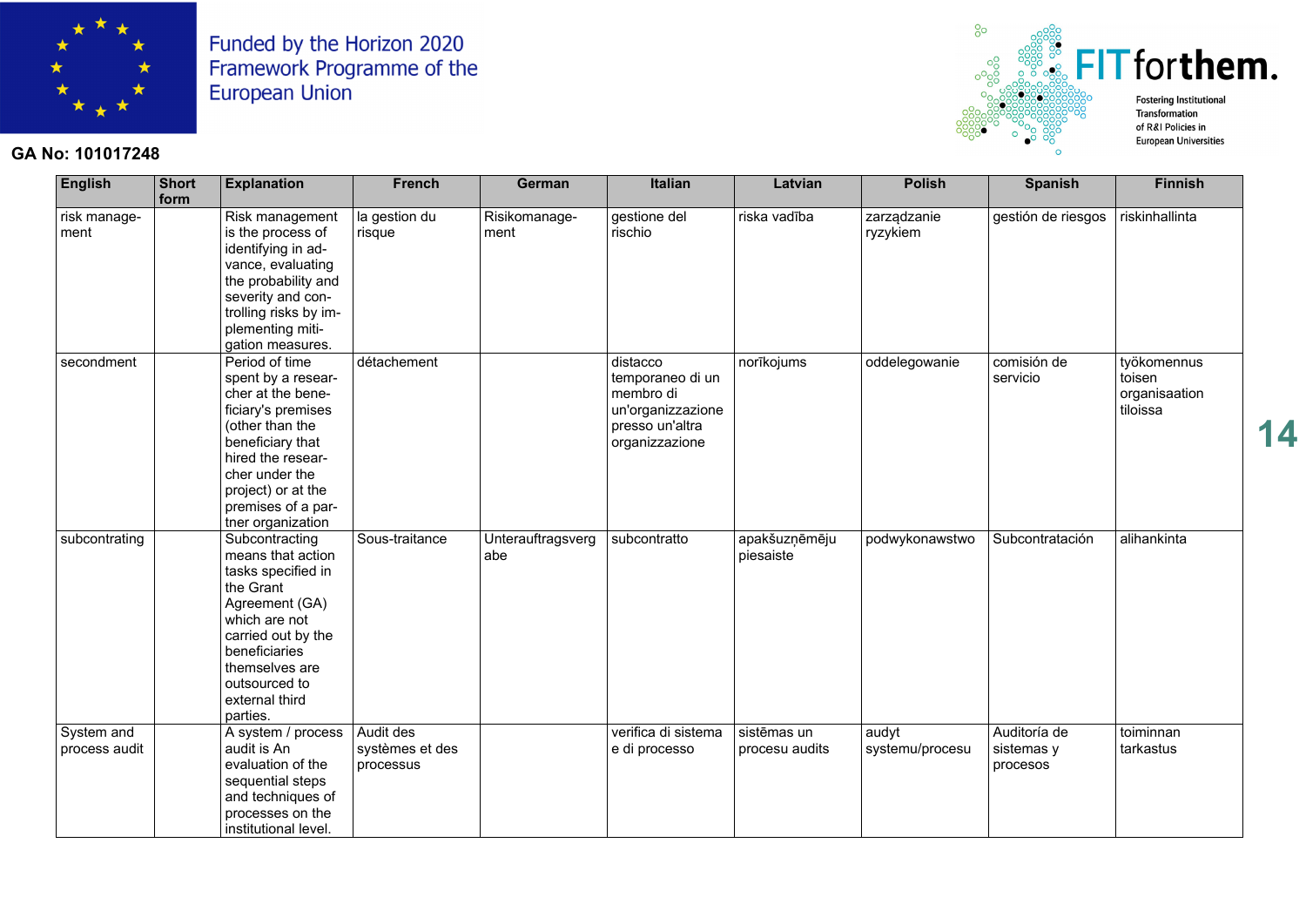Funded by the Horizon 2020 Framework Programme of the European Union

**GA No: 101017248**

FIT for them. Fostering Institutional Transformation of R&I Policies in European Universities

| English | Short form | Explanation | French | German | Italian | Latvian | Polish | Spanish | Finnish |
|---|---|---|---|---|---|---|---|---|---|
| risk management | | Risk management is the process of identifying in advance, evaluating the probability and severity and controlling risks by implementing mitigation measures. | la gestion du risque | Risikomanagement | gestione del rischio | riska vadība | zarządzanie ryzykiem | gestión de riesgos | riskinhallinta |
| secondment | | Period of time spent by a researcher at the beneficiary's premises (other than the beneficiary that hired the researcher under the project) or at the premises of a partner organization | détachement | | distacco temporaneo di un membro di un'organizzazione presso un'altra organizzazione | norīkojums | oddelegowanie | comisión de servicio | työkomennus toisen organisaation tiloissa |
| subcontrating | | Subcontracting means that action tasks specified in the Grant Agreement (GA) which are not carried out by the beneficiaries themselves are outsourced to external third parties. | Sous-traitance | Unterauftragsvergabe | subcontratto | apakšuzņēmēju piesaiste | podwykonawstwo | Subcontratación | alihankinta |
| System and process audit | | A system / process audit is An evaluation of the sequential steps and techniques of processes on the institutional level. | Audit des systèmes et des processus | | verifica di sistema e di processo | sistēmas un procesu audits | audyt systemu/procesu | Auditoría de sistemas y procesos | toiminnan tarkastus |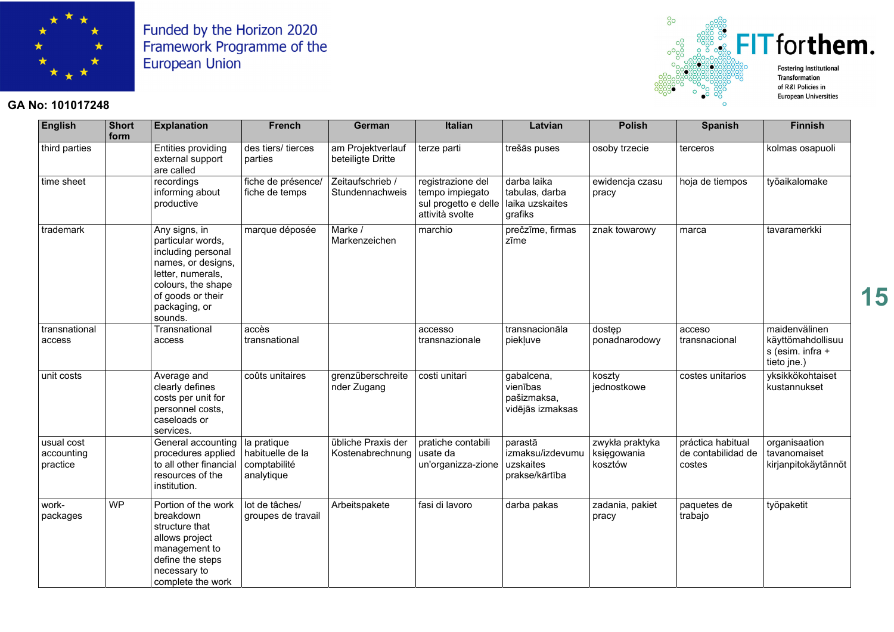Funded by the Horizon 2020 Framework Programme of the European Union

**GA No: 101017248**

FITforthem. Fostering Institutional Transformation of R&I Policies in European Universities

| English | Short form | Explanation | French | German | Italian | Latvian | Polish | Spanish | Finnish |
|---|---|---|---|---|---|---|---|---|---|
| third parties | | Entities providing external support are called | des tiers/ tierces parties | am Projektverlauf beteiligte Dritte | terze parti | trešās puses | osoby trzecie | terceros | kolmas osapuoli |
| time sheet | | recordings informing about productive | fiche de présence/ fiche de temps | Zeitaufschrieb / Stundennachweis | registrazione del tempo impiegato sul progetto e delle attività svolte | darba laika tabulas, darba laika uzskaites grafiks | ewidencja czasu pracy | hoja de tiempos | työaikalomake |
| trademark | | Any signs, in particular words, including personal names, or designs, letter, numerals, colours, the shape of goods or their packaging, or sounds. | marque déposée | Marke / Markenzeichen | marchio | prečzīme, firmas zīme | znak towarowy | marca | tavaramerkki |
| transnational access | | Transnational access | accès transnational | | accesso transnazionale | transnacionāla piekļuve | dostęp ponadnarodowy | acceso transnacional | maidenvälinen käyttömahdollisuus (esim. infra + tieto jne.) |
| unit costs | | Average and clearly defines costs per unit for personnel costs, caseloads or services. | coûts unitaires | grenzüberschreitender Zugang | costi unitari | gabalcena, vienības pašizmaksa, vidējās izmaksas | koszty jednostkowe | costes unitarios | yksikkökohtaiset kustannukset |
| usual cost accounting practice | | General accounting procedures applied to all other financial resources of the institution. | la pratique habituelle de la comptabilité analytique | übliche Praxis der Kostenabrechnung | pratiche contabili usate da un'organizza-zione | parastā izmaksu/izdevumu uzskaites prakse/kārtība | zwykła praktyka księgowania kosztów | práctica habitual de contabilidad de costes | organisaation tavanomaiset kirjanpitokäytännöt |
| work-packages | WP | Portion of the work breakdown structure that allows project management to define the steps necessary to complete the work | lot de tâches/ groupes de travail | Arbeitspakete | fasi di lavoro | darba pakas | zadania, pakiet pracy | paquetes de trabajo | työpaketit |